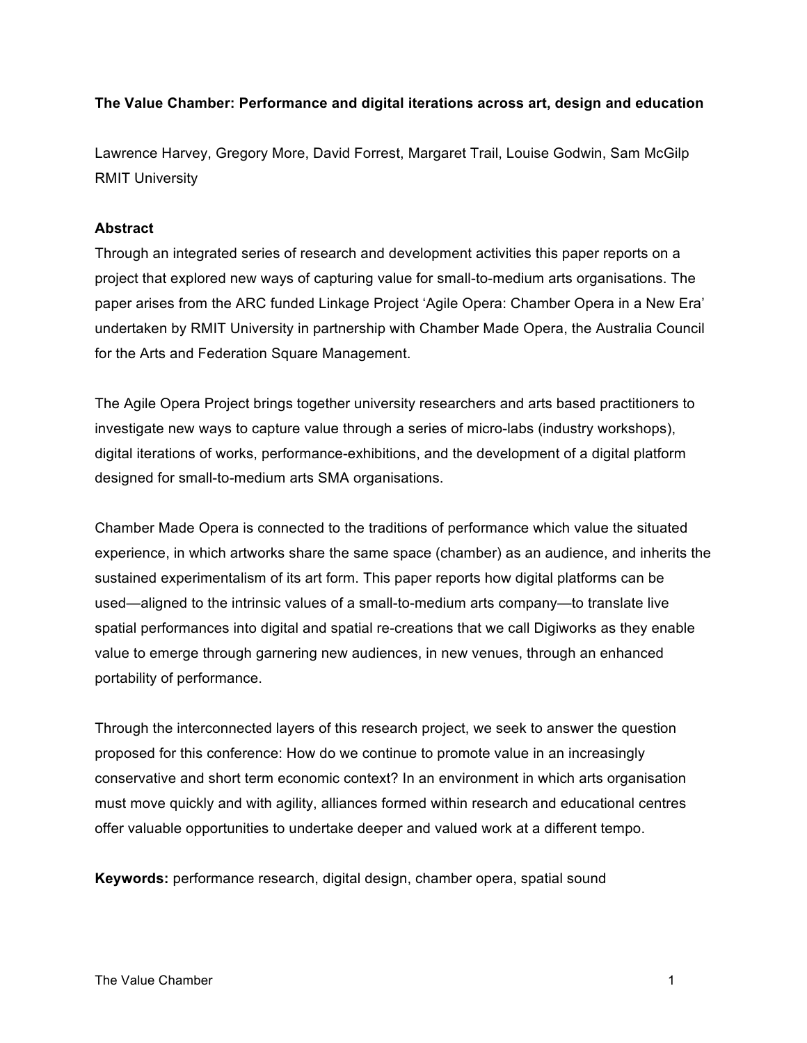# The Value Chamber: Performance and digital iterations across art, design and education

Lawrence Harvey, Gregory More, David Forrest, Margaret Trail, Louise Godwin, Sam McGilp
RMIT University

## Abstract

Through an integrated series of research and development activities this paper reports on a project that explored new ways of capturing value for small-to-medium arts organisations. The paper arises from the ARC funded Linkage Project 'Agile Opera: Chamber Opera in a New Era' undertaken by RMIT University in partnership with Chamber Made Opera, the Australia Council for the Arts and Federation Square Management.

The Agile Opera Project brings together university researchers and arts based practitioners to investigate new ways to capture value through a series of micro-labs (industry workshops), digital iterations of works, performance-exhibitions, and the development of a digital platform designed for small-to-medium arts SMA organisations.

Chamber Made Opera is connected to the traditions of performance which value the situated experience, in which artworks share the same space (chamber) as an audience, and inherits the sustained experimentalism of its art form. This paper reports how digital platforms can be used—aligned to the intrinsic values of a small-to-medium arts company—to translate live spatial performances into digital and spatial re-creations that we call Digiworks as they enable value to emerge through garnering new audiences, in new venues, through an enhanced portability of performance.

Through the interconnected layers of this research project, we seek to answer the question proposed for this conference: How do we continue to promote value in an increasingly conservative and short term economic context? In an environment in which arts organisation must move quickly and with agility, alliances formed within research and educational centres offer valuable opportunities to undertake deeper and valued work at a different tempo.

**Keywords:** performance research, digital design, chamber opera, spatial sound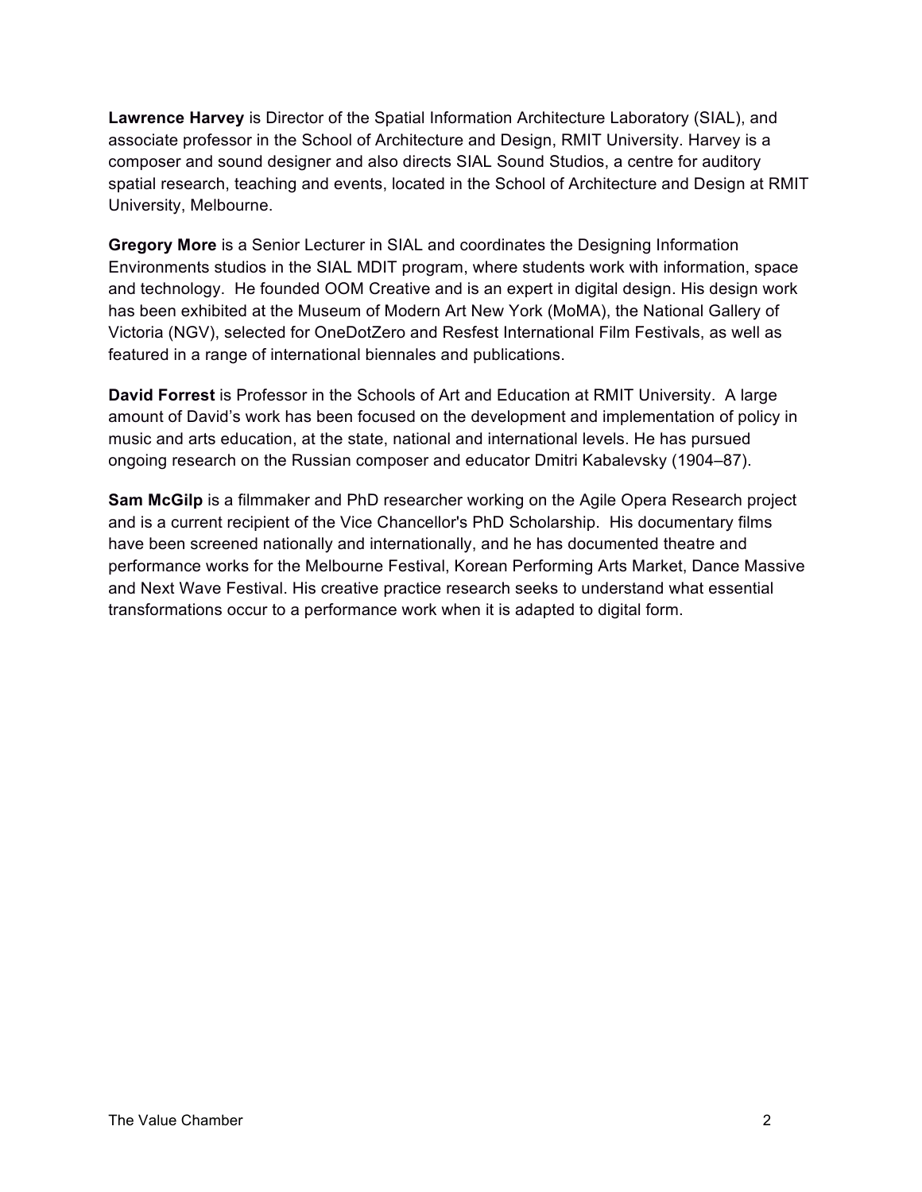**Lawrence Harvey** is Director of the Spatial Information Architecture Laboratory (SIAL), and associate professor in the School of Architecture and Design, RMIT University. Harvey is a composer and sound designer and also directs SIAL Sound Studios, a centre for auditory spatial research, teaching and events, located in the School of Architecture and Design at RMIT University, Melbourne.

**Gregory More** is a Senior Lecturer in SIAL and coordinates the Designing Information Environments studios in the SIAL MDIT program, where students work with information, space and technology. He founded OOM Creative and is an expert in digital design. His design work has been exhibited at the Museum of Modern Art New York (MoMA), the National Gallery of Victoria (NGV), selected for OneDotZero and Resfest International Film Festivals, as well as featured in a range of international biennales and publications.

**David Forrest** is Professor in the Schools of Art and Education at RMIT University. A large amount of David's work has been focused on the development and implementation of policy in music and arts education, at the state, national and international levels. He has pursued ongoing research on the Russian composer and educator Dmitri Kabalevsky (1904–87).

**Sam McGilp** is a filmmaker and PhD researcher working on the Agile Opera Research project and is a current recipient of the Vice Chancellor's PhD Scholarship. His documentary films have been screened nationally and internationally, and he has documented theatre and performance works for the Melbourne Festival, Korean Performing Arts Market, Dance Massive and Next Wave Festival. His creative practice research seeks to understand what essential transformations occur to a performance work when it is adapted to digital form.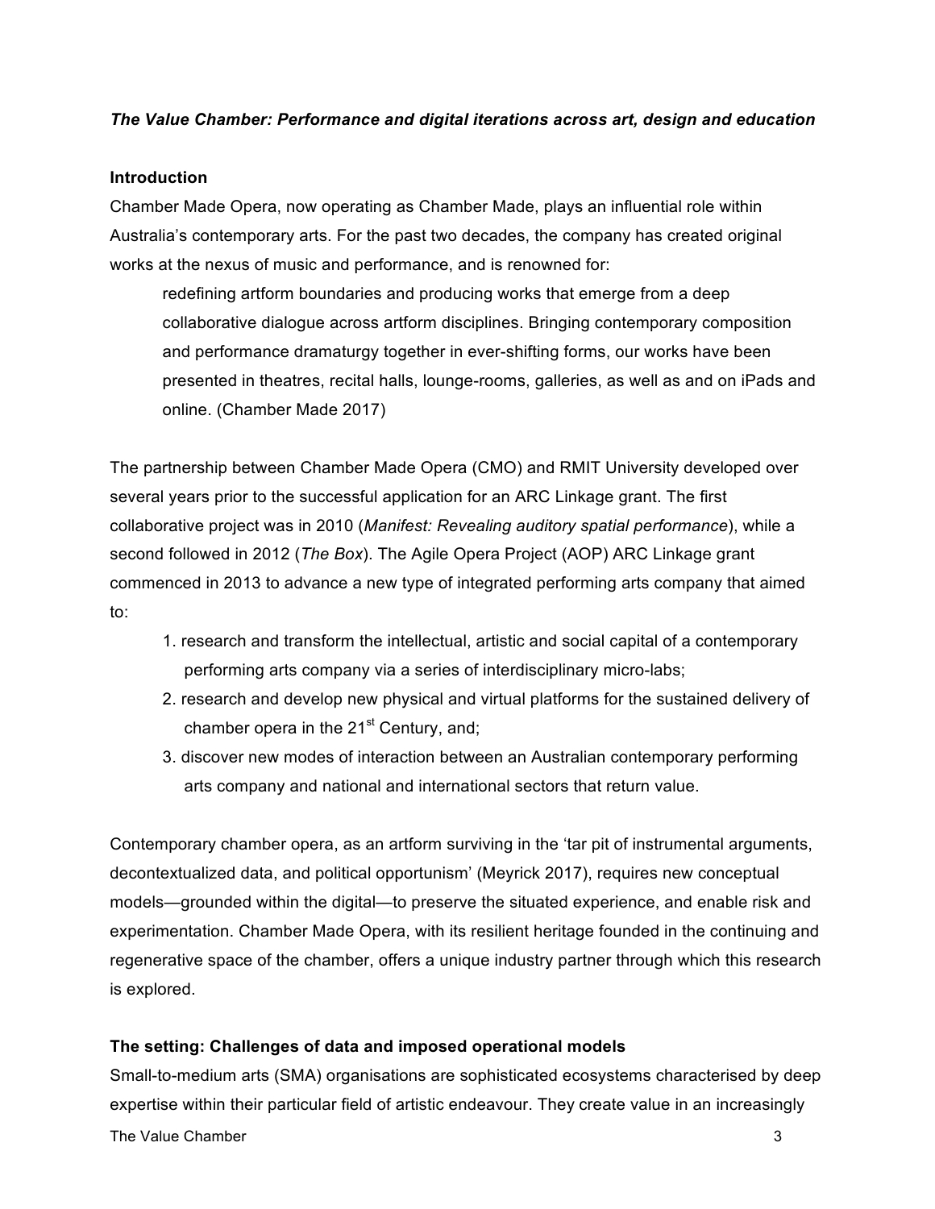*The Value Chamber: Performance and digital iterations across art, design and education*

## Introduction

Chamber Made Opera, now operating as Chamber Made, plays an influential role within Australia's contemporary arts. For the past two decades, the company has created original works at the nexus of music and performance, and is renowned for:

> redefining artform boundaries and producing works that emerge from a deep collaborative dialogue across artform disciplines. Bringing contemporary composition and performance dramaturgy together in ever-shifting forms, our works have been presented in theatres, recital halls, lounge-rooms, galleries, as well as and on iPads and online. (Chamber Made 2017)

The partnership between Chamber Made Opera (CMO) and RMIT University developed over several years prior to the successful application for an ARC Linkage grant. The first collaborative project was in 2010 (*Manifest: Revealing auditory spatial performance*), while a second followed in 2012 (*The Box*). The Agile Opera Project (AOP) ARC Linkage grant commenced in 2013 to advance a new type of integrated performing arts company that aimed to:

1. research and transform the intellectual, artistic and social capital of a contemporary performing arts company via a series of interdisciplinary micro-labs;
2. research and develop new physical and virtual platforms for the sustained delivery of chamber opera in the 21st Century, and;
3. discover new modes of interaction between an Australian contemporary performing arts company and national and international sectors that return value.

Contemporary chamber opera, as an artform surviving in the 'tar pit of instrumental arguments, decontextualized data, and political opportunism' (Meyrick 2017), requires new conceptual models—grounded within the digital—to preserve the situated experience, and enable risk and experimentation. Chamber Made Opera, with its resilient heritage founded in the continuing and regenerative space of the chamber, offers a unique industry partner through which this research is explored.

## The setting: Challenges of data and imposed operational models

Small-to-medium arts (SMA) organisations are sophisticated ecosystems characterised by deep expertise within their particular field of artistic endeavour. They create value in an increasingly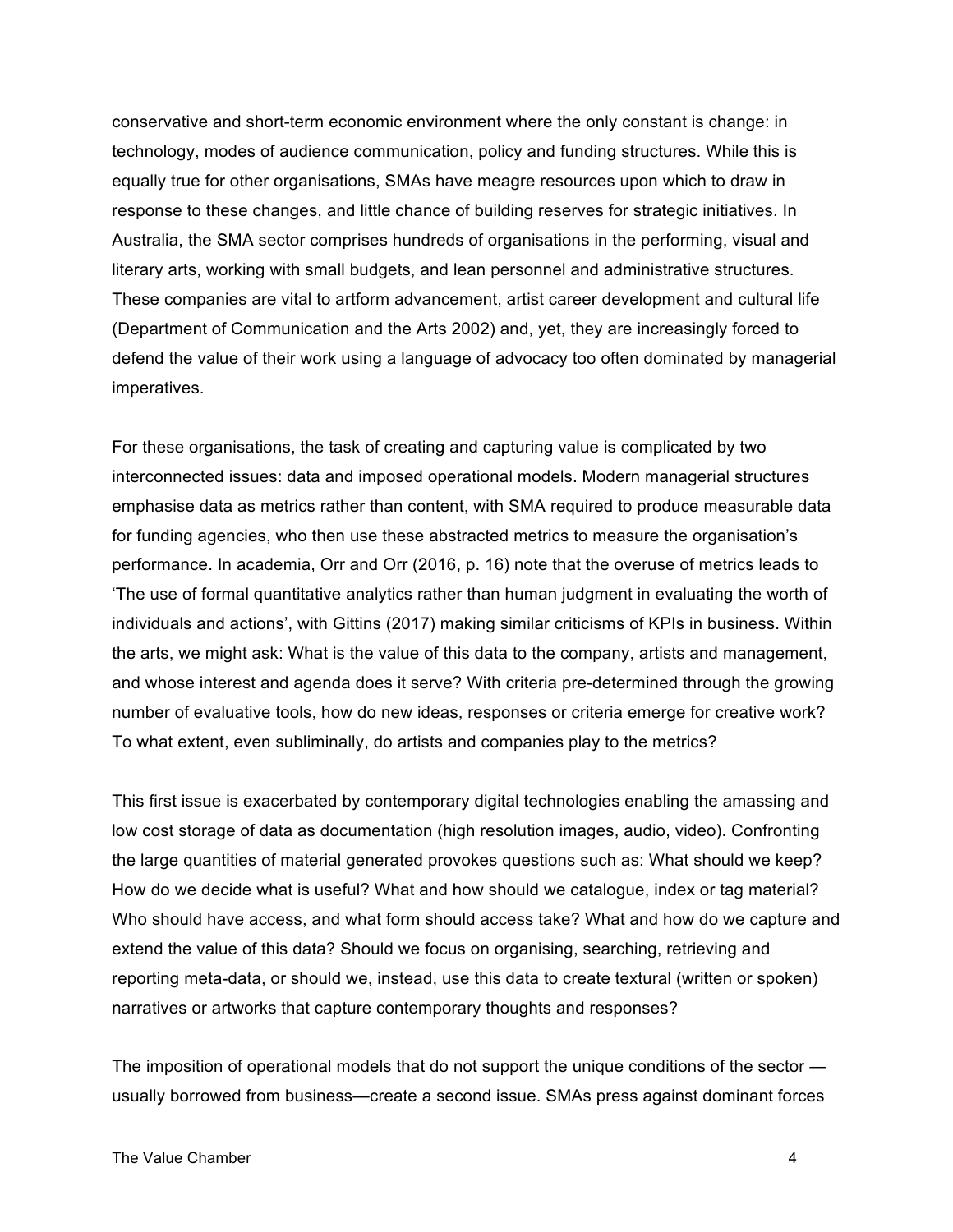conservative and short-term economic environment where the only constant is change: in technology, modes of audience communication, policy and funding structures. While this is equally true for other organisations, SMAs have meagre resources upon which to draw in response to these changes, and little chance of building reserves for strategic initiatives. In Australia, the SMA sector comprises hundreds of organisations in the performing, visual and literary arts, working with small budgets, and lean personnel and administrative structures. These companies are vital to artform advancement, artist career development and cultural life (Department of Communication and the Arts 2002) and, yet, they are increasingly forced to defend the value of their work using a language of advocacy too often dominated by managerial imperatives.

For these organisations, the task of creating and capturing value is complicated by two interconnected issues: data and imposed operational models. Modern managerial structures emphasise data as metrics rather than content, with SMA required to produce measurable data for funding agencies, who then use these abstracted metrics to measure the organisation's performance. In academia, Orr and Orr (2016, p. 16) note that the overuse of metrics leads to 'The use of formal quantitative analytics rather than human judgment in evaluating the worth of individuals and actions', with Gittins (2017) making similar criticisms of KPIs in business. Within the arts, we might ask: What is the value of this data to the company, artists and management, and whose interest and agenda does it serve? With criteria pre-determined through the growing number of evaluative tools, how do new ideas, responses or criteria emerge for creative work? To what extent, even subliminally, do artists and companies play to the metrics?

This first issue is exacerbated by contemporary digital technologies enabling the amassing and low cost storage of data as documentation (high resolution images, audio, video). Confronting the large quantities of material generated provokes questions such as: What should we keep? How do we decide what is useful? What and how should we catalogue, index or tag material? Who should have access, and what form should access take? What and how do we capture and extend the value of this data? Should we focus on organising, searching, retrieving and reporting meta-data, or should we, instead, use this data to create textural (written or spoken) narratives or artworks that capture contemporary thoughts and responses?

The imposition of operational models that do not support the unique conditions of the sector — usually borrowed from business—create a second issue. SMAs press against dominant forces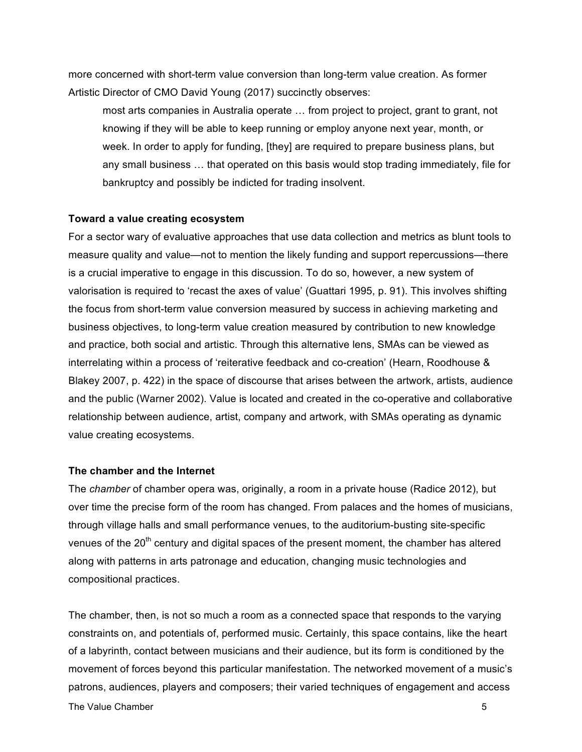more concerned with short-term value conversion than long-term value creation. As former Artistic Director of CMO David Young (2017) succinctly observes:

> most arts companies in Australia operate … from project to project, grant to grant, not knowing if they will be able to keep running or employ anyone next year, month, or week. In order to apply for funding, [they] are required to prepare business plans, but any small business … that operated on this basis would stop trading immediately, file for bankruptcy and possibly be indicted for trading insolvent.

**Toward a value creating ecosystem**

For a sector wary of evaluative approaches that use data collection and metrics as blunt tools to measure quality and value—not to mention the likely funding and support repercussions—there is a crucial imperative to engage in this discussion. To do so, however, a new system of valorisation is required to 'recast the axes of value' (Guattari 1995, p. 91). This involves shifting the focus from short-term value conversion measured by success in achieving marketing and business objectives, to long-term value creation measured by contribution to new knowledge and practice, both social and artistic. Through this alternative lens, SMAs can be viewed as interrelating within a process of 'reiterative feedback and co-creation' (Hearn, Roodhouse & Blakey 2007, p. 422) in the space of discourse that arises between the artwork, artists, audience and the public (Warner 2002). Value is located and created in the co-operative and collaborative relationship between audience, artist, company and artwork, with SMAs operating as dynamic value creating ecosystems.

**The chamber and the Internet**

The *chamber* of chamber opera was, originally, a room in a private house (Radice 2012), but over time the precise form of the room has changed. From palaces and the homes of musicians, through village halls and small performance venues, to the auditorium-busting site-specific venues of the 20th century and digital spaces of the present moment, the chamber has altered along with patterns in arts patronage and education, changing music technologies and compositional practices.

The chamber, then, is not so much a room as a connected space that responds to the varying constraints on, and potentials of, performed music. Certainly, this space contains, like the heart of a labyrinth, contact between musicians and their audience, but its form is conditioned by the movement of forces beyond this particular manifestation. The networked movement of a music's patrons, audiences, players and composers; their varied techniques of engagement and access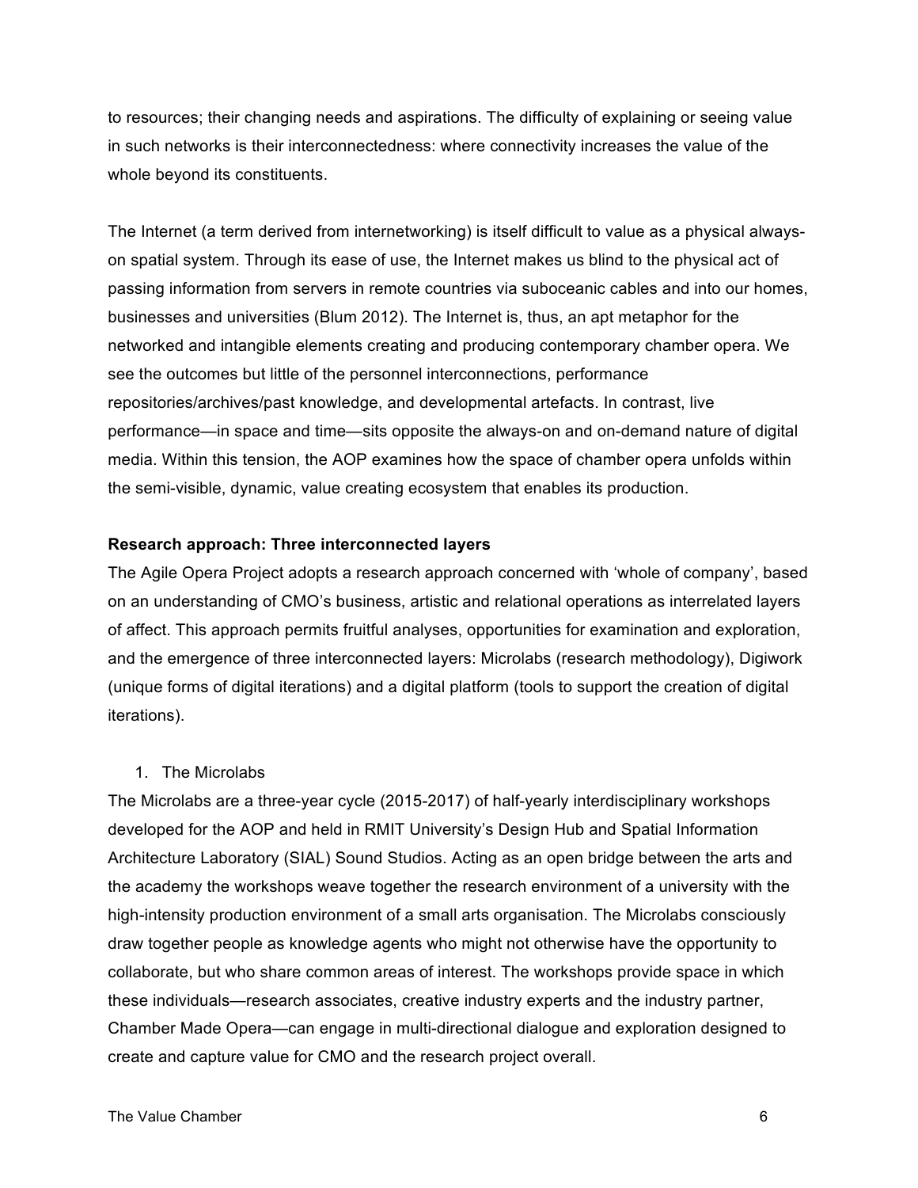to resources; their changing needs and aspirations. The difficulty of explaining or seeing value in such networks is their interconnectedness: where connectivity increases the value of the whole beyond its constituents.

The Internet (a term derived from internetworking) is itself difficult to value as a physical always-on spatial system. Through its ease of use, the Internet makes us blind to the physical act of passing information from servers in remote countries via suboceanic cables and into our homes, businesses and universities (Blum 2012). The Internet is, thus, an apt metaphor for the networked and intangible elements creating and producing contemporary chamber opera. We see the outcomes but little of the personnel interconnections, performance repositories/archives/past knowledge, and developmental artefacts. In contrast, live performance—in space and time—sits opposite the always-on and on-demand nature of digital media. Within this tension, the AOP examines how the space of chamber opera unfolds within the semi-visible, dynamic, value creating ecosystem that enables its production.

**Research approach: Three interconnected layers**

The Agile Opera Project adopts a research approach concerned with 'whole of company', based on an understanding of CMO's business, artistic and relational operations as interrelated layers of affect. This approach permits fruitful analyses, opportunities for examination and exploration, and the emergence of three interconnected layers: Microlabs (research methodology), Digiwork (unique forms of digital iterations) and a digital platform (tools to support the creation of digital iterations).

1. The Microlabs

The Microlabs are a three-year cycle (2015-2017) of half-yearly interdisciplinary workshops developed for the AOP and held in RMIT University's Design Hub and Spatial Information Architecture Laboratory (SIAL) Sound Studios. Acting as an open bridge between the arts and the academy the workshops weave together the research environment of a university with the high-intensity production environment of a small arts organisation. The Microlabs consciously draw together people as knowledge agents who might not otherwise have the opportunity to collaborate, but who share common areas of interest. The workshops provide space in which these individuals—research associates, creative industry experts and the industry partner, Chamber Made Opera—can engage in multi-directional dialogue and exploration designed to create and capture value for CMO and the research project overall.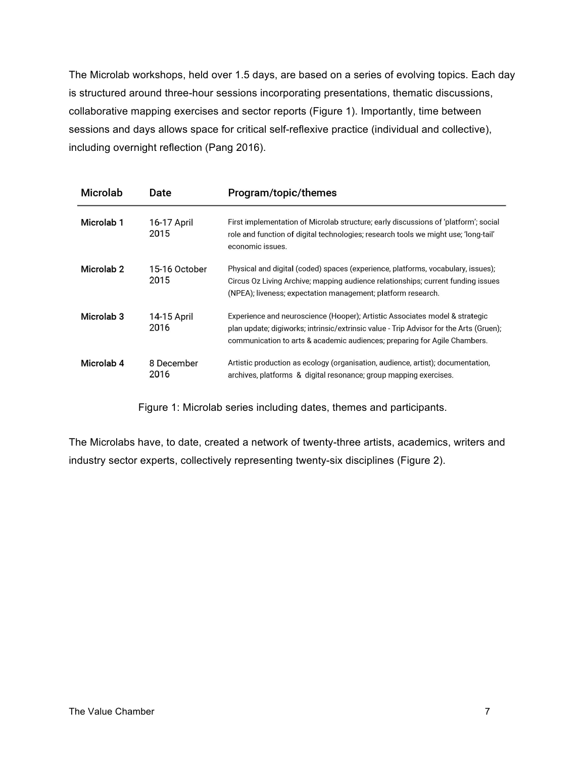The Microlab workshops, held over 1.5 days, are based on a series of evolving topics. Each day is structured around three-hour sessions incorporating presentations, thematic discussions, collaborative mapping exercises and sector reports (Figure 1). Importantly, time between sessions and days allows space for critical self-reflexive practice (individual and collective), including overnight reflection (Pang 2016).

| Microlab | Date | Program/topic/themes |
|---|---|---|
| **Microlab 1** | 16-17 April 2015 | First implementation of Microlab structure; early discussions of 'platform'; social role and function of digital technologies; research tools we might use; 'long-tail' economic issues. |
| **Microlab 2** | 15-16 October 2015 | Physical and digital (coded) spaces (experience, platforms, vocabulary, issues); Circus Oz Living Archive; mapping audience relationships; current funding issues (NPEA); liveness; expectation management; platform research. |
| **Microlab 3** | 14-15 April 2016 | Experience and neuroscience (Hooper); Artistic Associates model & strategic plan update; digiworks; intrinsic/extrinsic value - Trip Advisor for the Arts (Gruen); communication to arts & academic audiences; preparing for Agile Chambers. |
| **Microlab 4** | 8 December 2016 | Artistic production as ecology (organisation, audience, artist); documentation, archives, platforms & digital resonance; group mapping exercises. |

Figure 1: Microlab series including dates, themes and participants.

The Microlabs have, to date, created a network of twenty-three artists, academics, writers and industry sector experts, collectively representing twenty-six disciplines (Figure 2).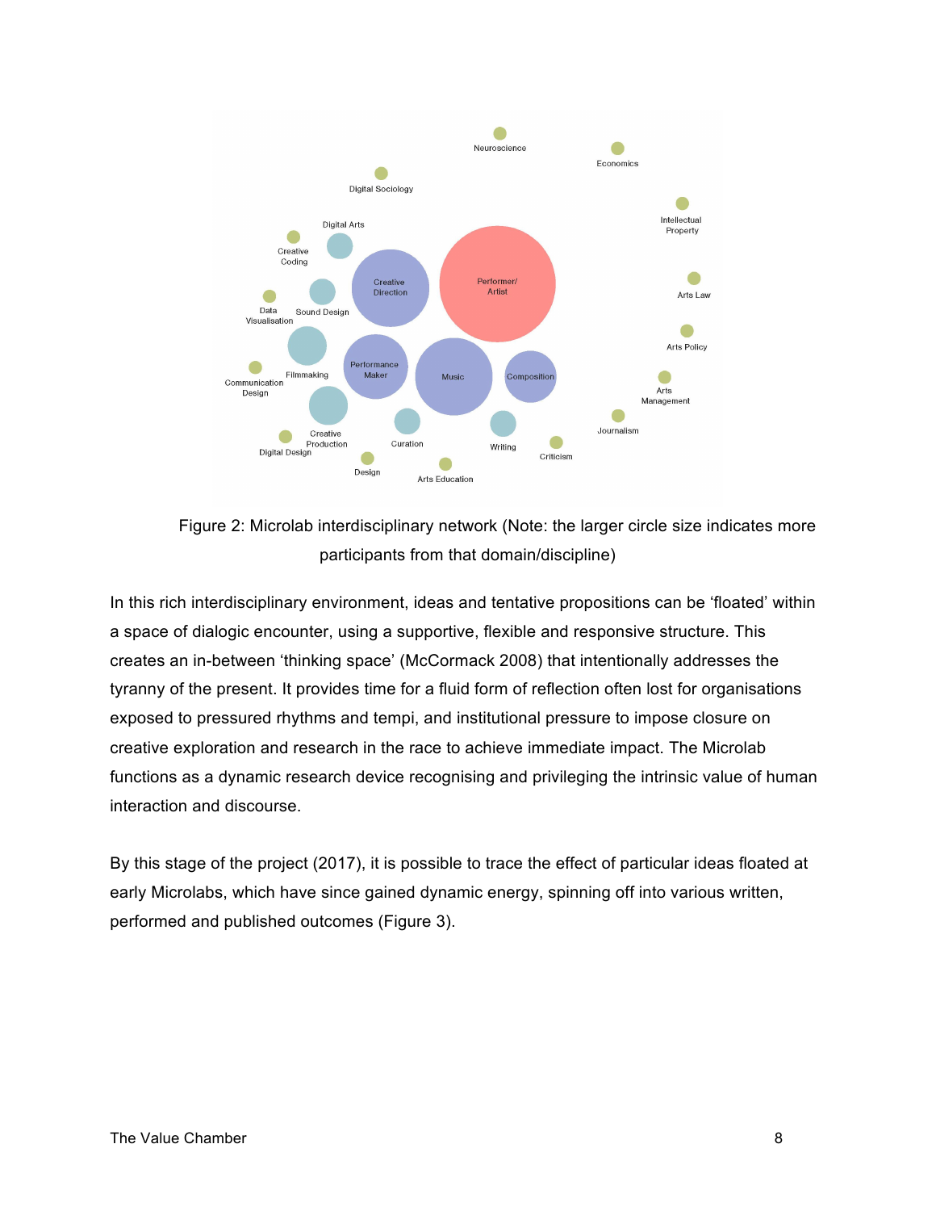Figure 2: Microlab interdisciplinary network (Note: the larger circle size indicates more participants from that domain/discipline)

In this rich interdisciplinary environment, ideas and tentative propositions can be 'floated' within a space of dialogic encounter, using a supportive, flexible and responsive structure. This creates an in-between 'thinking space' (McCormack 2008) that intentionally addresses the tyranny of the present. It provides time for a fluid form of reflection often lost for organisations exposed to pressured rhythms and tempi, and institutional pressure to impose closure on creative exploration and research in the race to achieve immediate impact. The Microlab functions as a dynamic research device recognising and privileging the intrinsic value of human interaction and discourse.

By this stage of the project (2017), it is possible to trace the effect of particular ideas floated at early Microlabs, which have since gained dynamic energy, spinning off into various written, performed and published outcomes (Figure 3).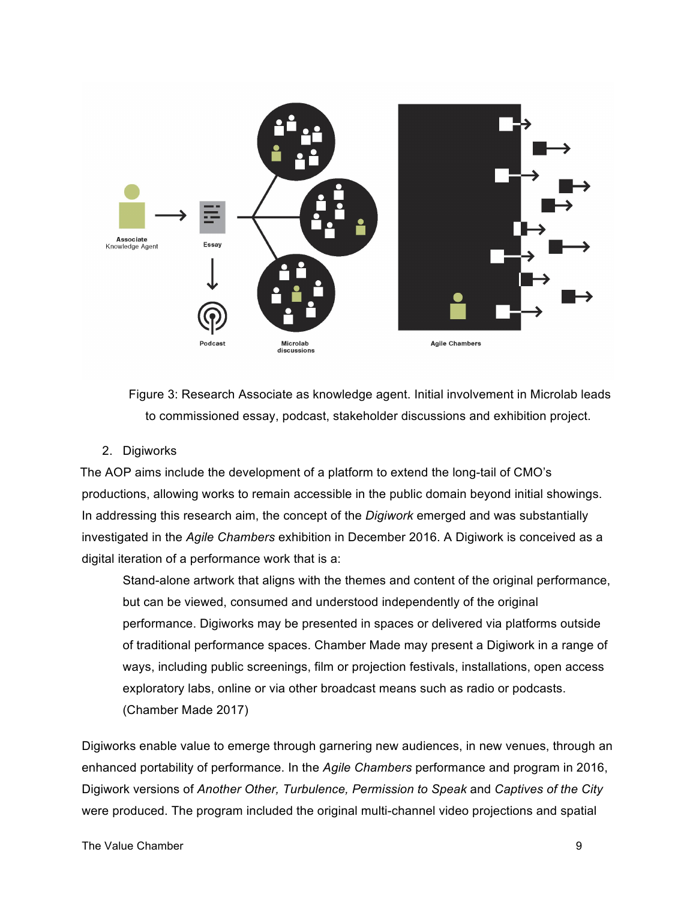Associate Knowledge Agent

Essay

Podcast

Microlab discussions

Agile Chambers

Figure 3: Research Associate as knowledge agent. Initial involvement in Microlab leads to commissioned essay, podcast, stakeholder discussions and exhibition project.

2. Digiworks

The AOP aims include the development of a platform to extend the long-tail of CMO's productions, allowing works to remain accessible in the public domain beyond initial showings. In addressing this research aim, the concept of the *Digiwork* emerged and was substantially investigated in the *Agile Chambers* exhibition in December 2016. A Digiwork is conceived as a digital iteration of a performance work that is a:

> Stand-alone artwork that aligns with the themes and content of the original performance, but can be viewed, consumed and understood independently of the original performance. Digiworks may be presented in spaces or delivered via platforms outside of traditional performance spaces. Chamber Made may present a Digiwork in a range of ways, including public screenings, film or projection festivals, installations, open access exploratory labs, online or via other broadcast means such as radio or podcasts. (Chamber Made 2017)

Digiworks enable value to emerge through garnering new audiences, in new venues, through an enhanced portability of performance. In the *Agile Chambers* performance and program in 2016, Digiwork versions of *Another Other, Turbulence, Permission to Speak* and *Captives of the City* were produced. The program included the original multi-channel video projections and spatial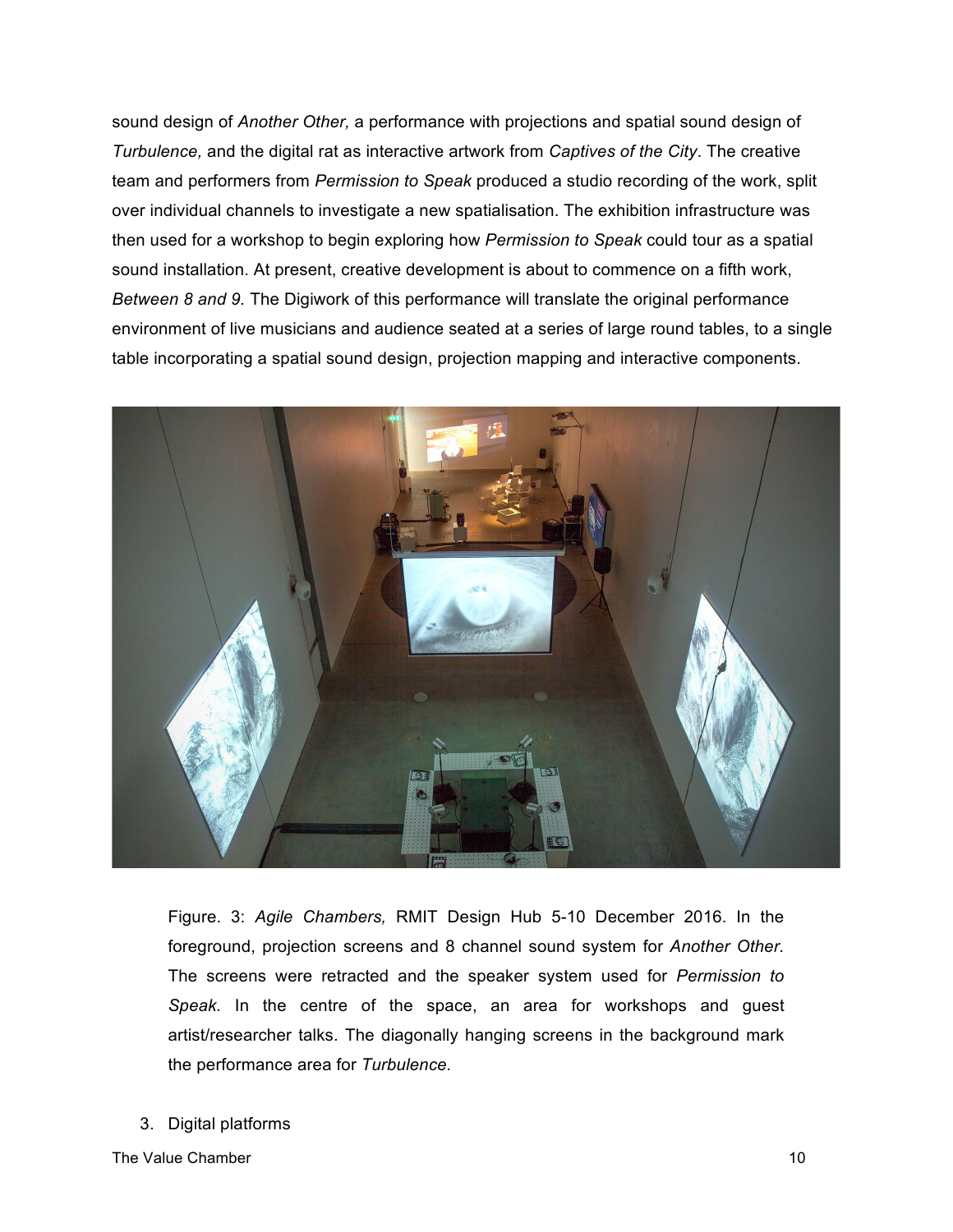sound design of *Another Other,* a performance with projections and spatial sound design of *Turbulence,* and the digital rat as interactive artwork from *Captives of the City*. The creative team and performers from *Permission to Speak* produced a studio recording of the work, split over individual channels to investigate a new spatialisation. The exhibition infrastructure was then used for a workshop to begin exploring how *Permission to Speak* could tour as a spatial sound installation. At present, creative development is about to commence on a fifth work, *Between 8 and 9.* The Digiwork of this performance will translate the original performance environment of live musicians and audience seated at a series of large round tables, to a single table incorporating a spatial sound design, projection mapping and interactive components.

Figure. 3: *Agile Chambers,* RMIT Design Hub 5-10 December 2016. In the foreground, projection screens and 8 channel sound system for *Another Other.* The screens were retracted and the speaker system used for *Permission to Speak.* In the centre of the space, an area for workshops and guest artist/researcher talks. The diagonally hanging screens in the background mark the performance area for *Turbulence.*

3. Digital platforms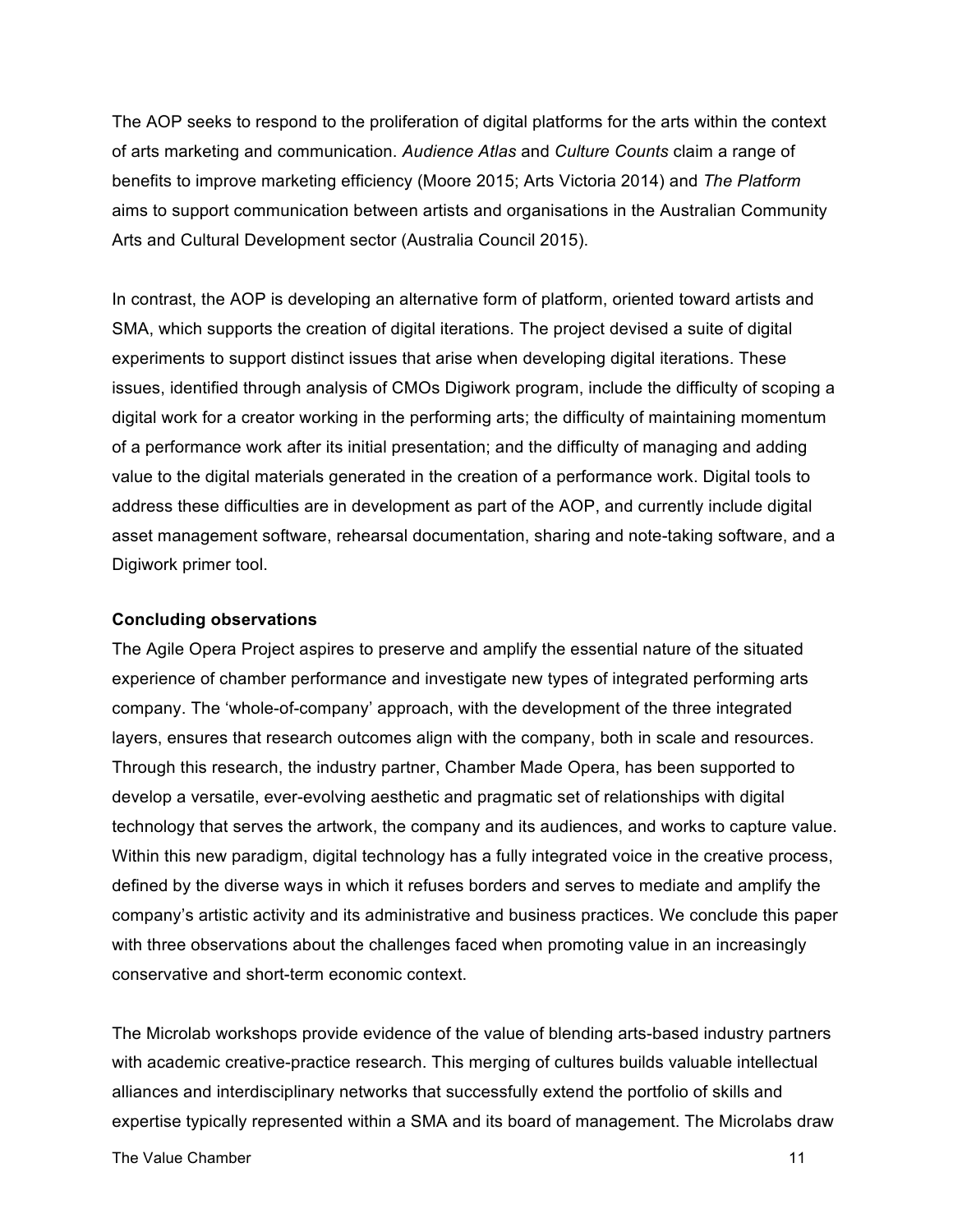The AOP seeks to respond to the proliferation of digital platforms for the arts within the context of arts marketing and communication. *Audience Atlas* and *Culture Counts* claim a range of benefits to improve marketing efficiency (Moore 2015; Arts Victoria 2014) and *The Platform* aims to support communication between artists and organisations in the Australian Community Arts and Cultural Development sector (Australia Council 2015).

In contrast, the AOP is developing an alternative form of platform, oriented toward artists and SMA, which supports the creation of digital iterations. The project devised a suite of digital experiments to support distinct issues that arise when developing digital iterations. These issues, identified through analysis of CMOs Digiwork program, include the difficulty of scoping a digital work for a creator working in the performing arts; the difficulty of maintaining momentum of a performance work after its initial presentation; and the difficulty of managing and adding value to the digital materials generated in the creation of a performance work. Digital tools to address these difficulties are in development as part of the AOP, and currently include digital asset management software, rehearsal documentation, sharing and note-taking software, and a Digiwork primer tool.

**Concluding observations**

The Agile Opera Project aspires to preserve and amplify the essential nature of the situated experience of chamber performance and investigate new types of integrated performing arts company. The 'whole-of-company' approach, with the development of the three integrated layers, ensures that research outcomes align with the company, both in scale and resources. Through this research, the industry partner, Chamber Made Opera, has been supported to develop a versatile, ever-evolving aesthetic and pragmatic set of relationships with digital technology that serves the artwork, the company and its audiences, and works to capture value. Within this new paradigm, digital technology has a fully integrated voice in the creative process, defined by the diverse ways in which it refuses borders and serves to mediate and amplify the company's artistic activity and its administrative and business practices. We conclude this paper with three observations about the challenges faced when promoting value in an increasingly conservative and short-term economic context.

The Microlab workshops provide evidence of the value of blending arts-based industry partners with academic creative-practice research. This merging of cultures builds valuable intellectual alliances and interdisciplinary networks that successfully extend the portfolio of skills and expertise typically represented within a SMA and its board of management. The Microlabs draw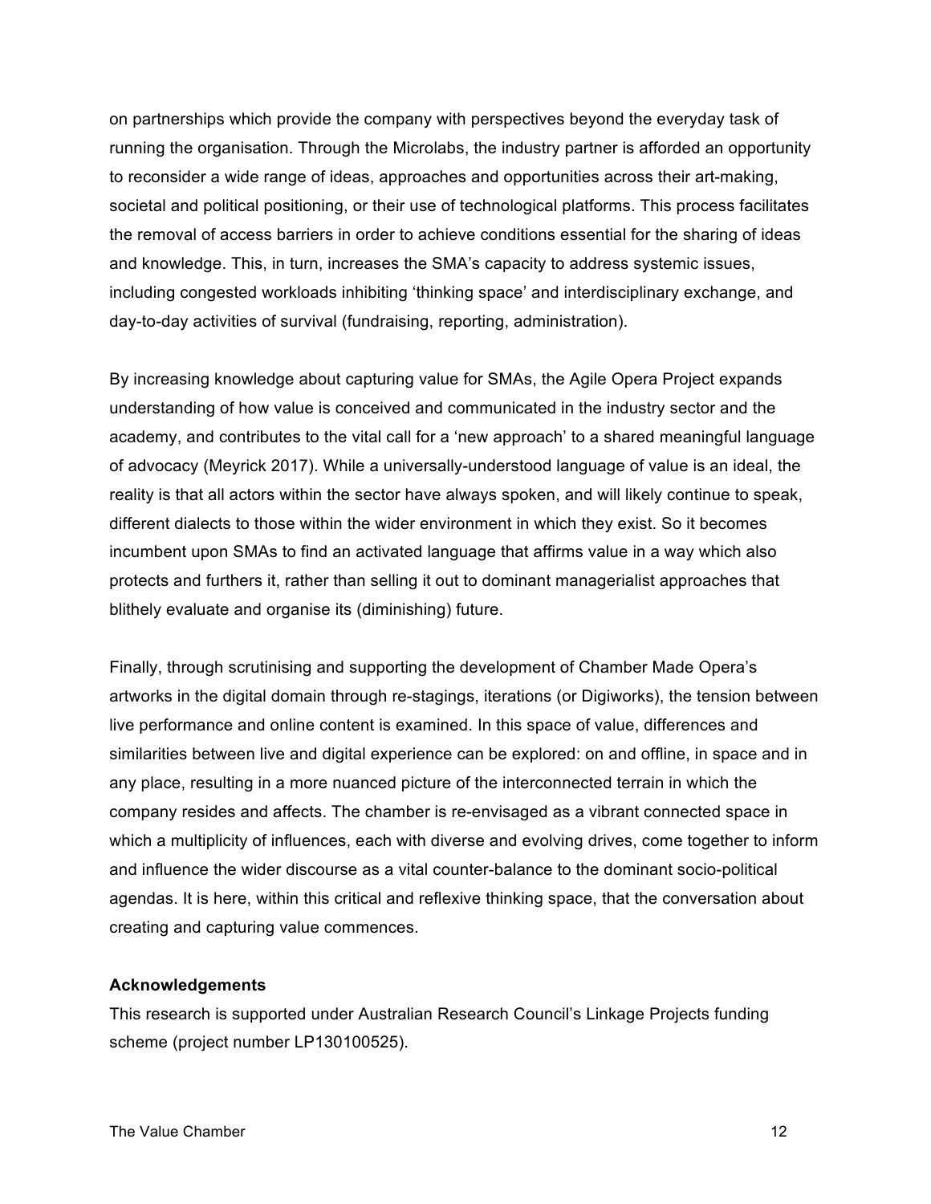on partnerships which provide the company with perspectives beyond the everyday task of running the organisation. Through the Microlabs, the industry partner is afforded an opportunity to reconsider a wide range of ideas, approaches and opportunities across their art-making, societal and political positioning, or their use of technological platforms. This process facilitates the removal of access barriers in order to achieve conditions essential for the sharing of ideas and knowledge. This, in turn, increases the SMA's capacity to address systemic issues, including congested workloads inhibiting 'thinking space' and interdisciplinary exchange, and day-to-day activities of survival (fundraising, reporting, administration).

By increasing knowledge about capturing value for SMAs, the Agile Opera Project expands understanding of how value is conceived and communicated in the industry sector and the academy, and contributes to the vital call for a 'new approach' to a shared meaningful language of advocacy (Meyrick 2017). While a universally-understood language of value is an ideal, the reality is that all actors within the sector have always spoken, and will likely continue to speak, different dialects to those within the wider environment in which they exist. So it becomes incumbent upon SMAs to find an activated language that affirms value in a way which also protects and furthers it, rather than selling it out to dominant managerialist approaches that blithely evaluate and organise its (diminishing) future.

Finally, through scrutinising and supporting the development of Chamber Made Opera's artworks in the digital domain through re-stagings, iterations (or Digiworks), the tension between live performance and online content is examined. In this space of value, differences and similarities between live and digital experience can be explored: on and offline, in space and in any place, resulting in a more nuanced picture of the interconnected terrain in which the company resides and affects. The chamber is re-envisaged as a vibrant connected space in which a multiplicity of influences, each with diverse and evolving drives, come together to inform and influence the wider discourse as a vital counter-balance to the dominant socio-political agendas. It is here, within this critical and reflexive thinking space, that the conversation about creating and capturing value commences.

**Acknowledgements**

This research is supported under Australian Research Council's Linkage Projects funding scheme (project number LP130100525).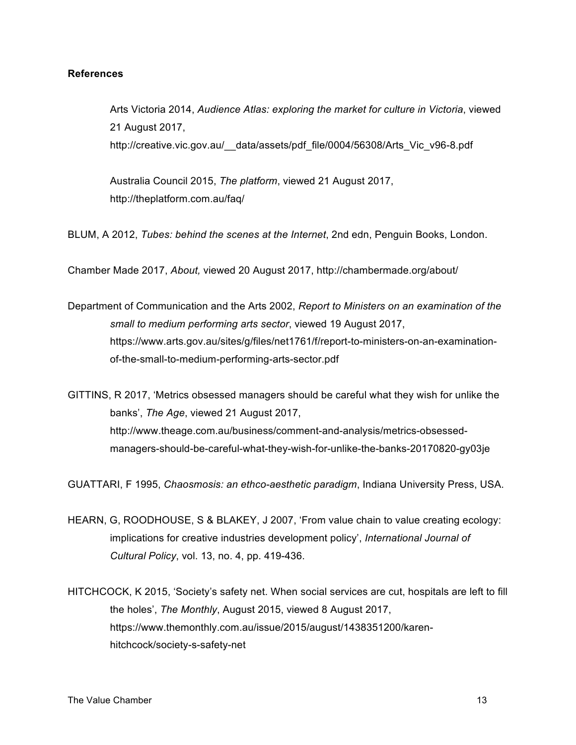**References**

Arts Victoria 2014, *Audience Atlas: exploring the market for culture in Victoria*, viewed 21 August 2017, http://creative.vic.gov.au/__data/assets/pdf_file/0004/56308/Arts_Vic_v96-8.pdf

Australia Council 2015, *The platform*, viewed 21 August 2017, http://theplatform.com.au/faq/

BLUM, A 2012, *Tubes: behind the scenes at the Internet*, 2nd edn, Penguin Books, London.

Chamber Made 2017, *About,* viewed 20 August 2017, http://chambermade.org/about/

Department of Communication and the Arts 2002, *Report to Ministers on an examination of the small to medium performing arts sector*, viewed 19 August 2017, https://www.arts.gov.au/sites/g/files/net1761/f/report-to-ministers-on-an-examination-of-the-small-to-medium-performing-arts-sector.pdf

GITTINS, R 2017, 'Metrics obsessed managers should be careful what they wish for unlike the banks', *The Age*, viewed 21 August 2017, http://www.theage.com.au/business/comment-and-analysis/metrics-obsessed-managers-should-be-careful-what-they-wish-for-unlike-the-banks-20170820-gy03je

GUATTARI, F 1995, *Chaosmosis: an ethco-aesthetic paradigm*, Indiana University Press, USA.

HEARN, G, ROODHOUSE, S & BLAKEY, J 2007, 'From value chain to value creating ecology: implications for creative industries development policy', *International Journal of Cultural Policy*, vol. 13, no. 4, pp. 419-436.

HITCHCOCK, K 2015, 'Society's safety net. When social services are cut, hospitals are left to fill the holes', *The Monthly*, August 2015, viewed 8 August 2017, https://www.themonthly.com.au/issue/2015/august/1438351200/karen-hitchcock/society-s-safety-net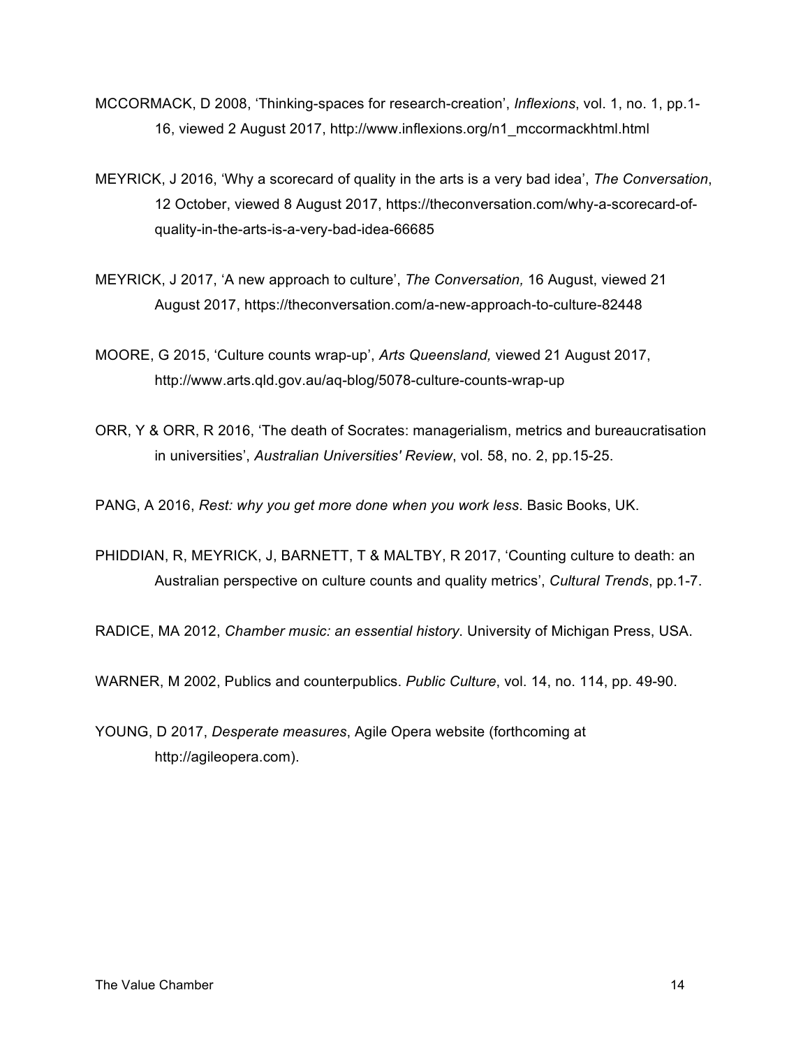MCCORMACK, D 2008, ‘Thinking-spaces for research-creation’, *Inflexions*, vol. 1, no. 1, pp.1-16, viewed 2 August 2017, http://www.inflexions.org/n1_mccormackhtml.html

MEYRICK, J 2016, ‘Why a scorecard of quality in the arts is a very bad idea’, *The Conversation*, 12 October, viewed 8 August 2017, https://theconversation.com/why-a-scorecard-of-quality-in-the-arts-is-a-very-bad-idea-66685

MEYRICK, J 2017, ‘A new approach to culture’, *The Conversation,* 16 August, viewed 21 August 2017, https://theconversation.com/a-new-approach-to-culture-82448

MOORE, G 2015, ‘Culture counts wrap-up’, *Arts Queensland,* viewed 21 August 2017, http://www.arts.qld.gov.au/aq-blog/5078-culture-counts-wrap-up

ORR, Y & ORR, R 2016, ‘The death of Socrates: managerialism, metrics and bureaucratisation in universities’, *Australian Universities' Review*, vol. 58, no. 2, pp.15-25.

PANG, A 2016, *Rest: why you get more done when you work less*. Basic Books, UK.

PHIDDIAN, R, MEYRICK, J, BARNETT, T & MALTBY, R 2017, ‘Counting culture to death: an Australian perspective on culture counts and quality metrics’, *Cultural Trends*, pp.1-7.

RADICE, MA 2012, *Chamber music: an essential history*. University of Michigan Press, USA.

WARNER, M 2002, Publics and counterpublics. *Public Culture*, vol. 14, no. 114, pp. 49-90.

YOUNG, D 2017, *Desperate measures*, Agile Opera website (forthcoming at http://agileopera.com).